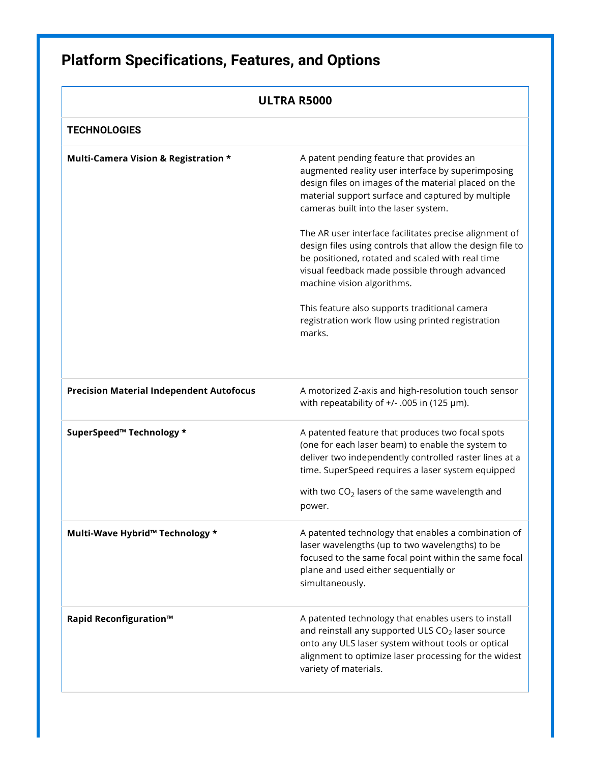## Platform Specifications, Features, and Options

| ULTRA R5000 | |
|---|---|
| **TECHNOLOGIES** | |
| **Multi-Camera Vision & Registration *** | A patent pending feature that provides an augmented reality user interface by superimposing design files on images of the material placed on the material support surface and captured by multiple cameras built into the laser system.<br><br>The AR user interface facilitates precise alignment of design files using controls that allow the design file to be positioned, rotated and scaled with real time visual feedback made possible through advanced machine vision algorithms.<br><br>This feature also supports traditional camera registration work flow using printed registration marks. |
| **Precision Material Independent Autofocus** | A motorized Z-axis and high-resolution touch sensor with repeatability of +/- .005 in (125 µm). |
| **SuperSpeed™ Technology *** | A patented feature that produces two focal spots (one for each laser beam) to enable the system to deliver two independently controlled raster lines at a time. SuperSpeed requires a laser system equipped with two $CO_2$ lasers of the same wavelength and power. |
| **Multi-Wave Hybrid™ Technology *** | A patented technology that enables a combination of laser wavelengths (up to two wavelengths) to be focused to the same focal point within the same focal plane and used either sequentially or simultaneously. |
| **Rapid Reconfiguration™** | A patented technology that enables users to install and reinstall any supported ULS $CO_2$ laser source onto any ULS laser system without tools or optical alignment to optimize laser processing for the widest variety of materials. |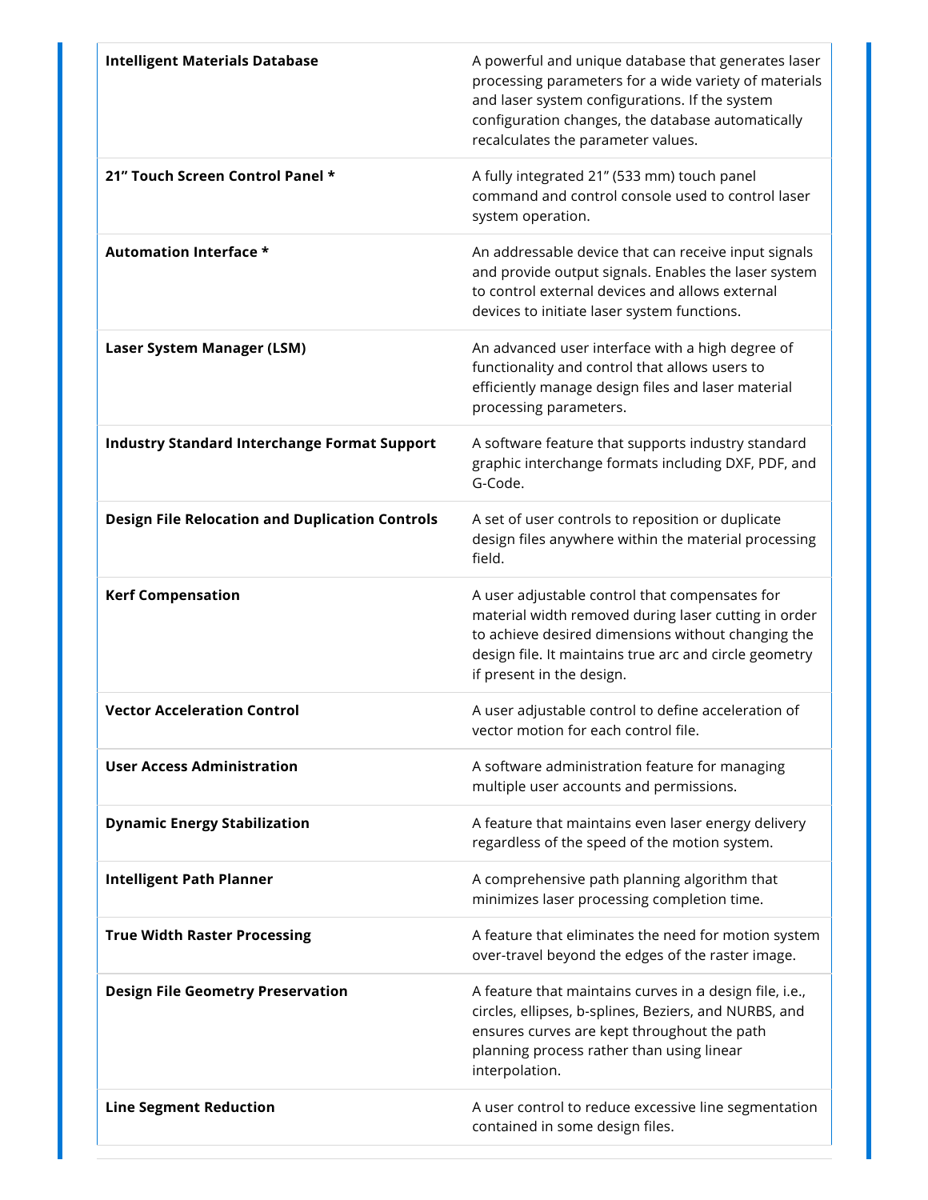| | |
|---|---|
| **Intelligent Materials Database** | A powerful and unique database that generates laser processing parameters for a wide variety of materials and laser system configurations. If the system configuration changes, the database automatically recalculates the parameter values. |
| **21” Touch Screen Control Panel *** | A fully integrated 21” (533 mm) touch panel command and control console used to control laser system operation. |
| **Automation Interface *** | An addressable device that can receive input signals and provide output signals. Enables the laser system to control external devices and allows external devices to initiate laser system functions. |
| **Laser System Manager (LSM)** | An advanced user interface with a high degree of functionality and control that allows users to efficiently manage design files and laser material processing parameters. |
| **Industry Standard Interchange Format Support** | A software feature that supports industry standard graphic interchange formats including DXF, PDF, and G-Code. |
| **Design File Relocation and Duplication Controls** | A set of user controls to reposition or duplicate design files anywhere within the material processing field. |
| **Kerf Compensation** | A user adjustable control that compensates for material width removed during laser cutting in order to achieve desired dimensions without changing the design file. It maintains true arc and circle geometry if present in the design. |
| **Vector Acceleration Control** | A user adjustable control to define acceleration of vector motion for each control file. |
| **User Access Administration** | A software administration feature for managing multiple user accounts and permissions. |
| **Dynamic Energy Stabilization** | A feature that maintains even laser energy delivery regardless of the speed of the motion system. |
| **Intelligent Path Planner** | A comprehensive path planning algorithm that minimizes laser processing completion time. |
| **True Width Raster Processing** | A feature that eliminates the need for motion system over-travel beyond the edges of the raster image. |
| **Design File Geometry Preservation** | A feature that maintains curves in a design file, i.e., circles, ellipses, b-splines, Beziers, and NURBS, and ensures curves are kept throughout the path planning process rather than using linear interpolation. |
| **Line Segment Reduction** | A user control to reduce excessive line segmentation contained in some design files. |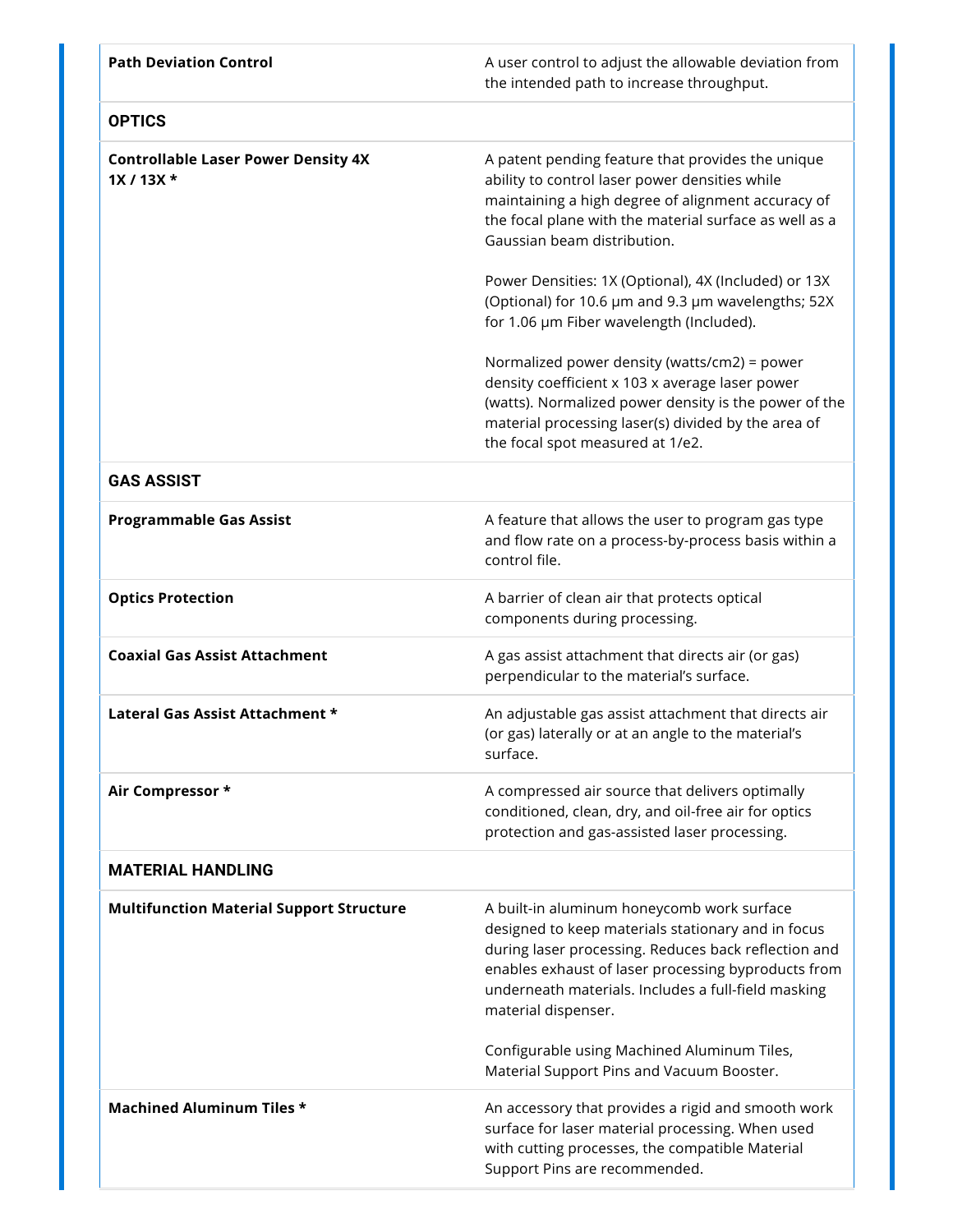| | |
|---|---|
| **Path Deviation Control** | A user control to adjust the allowable deviation from the intended path to increase throughput. |
| **OPTICS** | |
| **Controllable Laser Power Density 4X 1X / 13X *** | A patent pending feature that provides the unique ability to control laser power densities while maintaining a high degree of alignment accuracy of the focal plane with the material surface as well as a Gaussian beam distribution.<br><br>Power Densities: 1X (Optional), 4X (Included) or 13X (Optional) for 10.6 µm and 9.3 µm wavelengths; 52X for 1.06 µm Fiber wavelength (Included).<br><br>Normalized power density (watts/cm2) = power density coefficient x 103 x average laser power (watts). Normalized power density is the power of the material processing laser(s) divided by the area of the focal spot measured at 1/e2. |
| **GAS ASSIST** | |
| **Programmable Gas Assist** | A feature that allows the user to program gas type and flow rate on a process-by-process basis within a control file. |
| **Optics Protection** | A barrier of clean air that protects optical components during processing. |
| **Coaxial Gas Assist Attachment** | A gas assist attachment that directs air (or gas) perpendicular to the material's surface. |
| **Lateral Gas Assist Attachment *** | An adjustable gas assist attachment that directs air (or gas) laterally or at an angle to the material's surface. |
| **Air Compressor *** | A compressed air source that delivers optimally conditioned, clean, dry, and oil-free air for optics protection and gas-assisted laser processing. |
| **MATERIAL HANDLING** | |
| **Multifunction Material Support Structure** | A built-in aluminum honeycomb work surface designed to keep materials stationary and in focus during laser processing. Reduces back reflection and enables exhaust of laser processing byproducts from underneath materials. Includes a full-field masking material dispenser.<br><br>Configurable using Machined Aluminum Tiles, Material Support Pins and Vacuum Booster. |
| **Machined Aluminum Tiles *** | An accessory that provides a rigid and smooth work surface for laser material processing. When used with cutting processes, the compatible Material Support Pins are recommended. |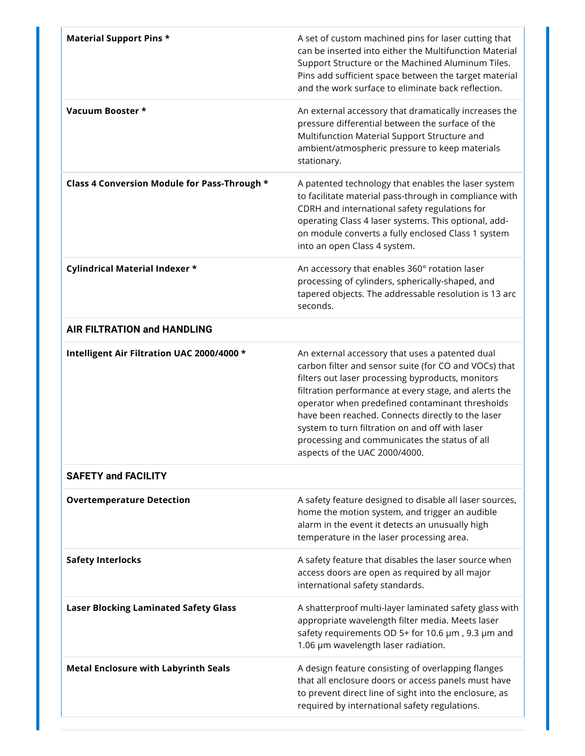| | |
|---|---|
| **Material Support Pins *** | A set of custom machined pins for laser cutting that can be inserted into either the Multifunction Material Support Structure or the Machined Aluminum Tiles. Pins add sufficient space between the target material and the work surface to eliminate back reflection. |
| **Vacuum Booster *** | An external accessory that dramatically increases the pressure differential between the surface of the Multifunction Material Support Structure and ambient/atmospheric pressure to keep materials stationary. |
| **Class 4 Conversion Module for Pass-Through *** | A patented technology that enables the laser system to facilitate material pass-through in compliance with CDRH and international safety regulations for operating Class 4 laser systems. This optional, add-on module converts a fully enclosed Class 1 system into an open Class 4 system. |
| **Cylindrical Material Indexer *** | An accessory that enables 360° rotation laser processing of cylinders, spherically-shaped, and tapered objects. The addressable resolution is 13 arc seconds. |
| **AIR FILTRATION and HANDLING** | |
| **Intelligent Air Filtration UAC 2000/4000 *** | An external accessory that uses a patented dual carbon filter and sensor suite (for CO and VOCs) that filters out laser processing byproducts, monitors filtration performance at every stage, and alerts the operator when predefined contaminant thresholds have been reached. Connects directly to the laser system to turn filtration on and off with laser processing and communicates the status of all aspects of the UAC 2000/4000. |
| **SAFETY and FACILITY** | |
| **Overtemperature Detection** | A safety feature designed to disable all laser sources, home the motion system, and trigger an audible alarm in the event it detects an unusually high temperature in the laser processing area. |
| **Safety Interlocks** | A safety feature that disables the laser source when access doors are open as required by all major international safety standards. |
| **Laser Blocking Laminated Safety Glass** | A shatterproof multi-layer laminated safety glass with appropriate wavelength filter media. Meets laser safety requirements OD 5+ for 10.6 µm , 9.3 µm and 1.06 µm wavelength laser radiation. |
| **Metal Enclosure with Labyrinth Seals** | A design feature consisting of overlapping flanges that all enclosure doors or access panels must have to prevent direct line of sight into the enclosure, as required by international safety regulations. |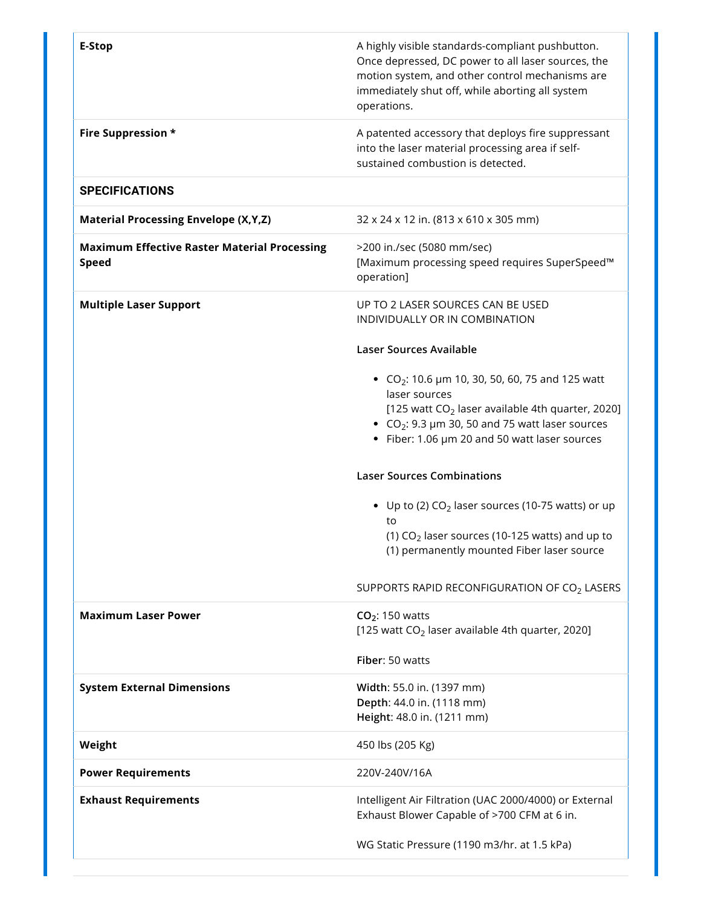| | |
|---|---|
| **E-Stop** | A highly visible standards-compliant pushbutton. Once depressed, DC power to all laser sources, the motion system, and other control mechanisms are immediately shut off, while aborting all system operations. |
| **Fire Suppression *** | A patented accessory that deploys fire suppressant into the laser material processing area if self-sustained combustion is detected. |
| **SPECIFICATIONS** | |
| **Material Processing Envelope (X,Y,Z)** | 32 x 24 x 12 in. (813 x 610 x 305 mm) |
| **Maximum Effective Raster Material Processing Speed** | >200 in./sec (5080 mm/sec)<br>[Maximum processing speed requires SuperSpeed™ operation] |
| **Multiple Laser Support** | UP TO 2 LASER SOURCES CAN BE USED INDIVIDUALLY OR IN COMBINATION<br><br>**Laser Sources Available**<br><br>• $CO_2$: 10.6 µm 10, 30, 50, 60, 75 and 125 watt laser sources [125 watt $CO_2$ laser available 4th quarter, 2020]<br>• $CO_2$: 9.3 µm 30, 50 and 75 watt laser sources<br>• Fiber: 1.06 µm 20 and 50 watt laser sources<br><br>**Laser Sources Combinations**<br><br>• Up to (2) $CO_2$ laser sources (10-75 watts) or up to (1) $CO_2$ laser sources (10-125 watts) and up to (1) permanently mounted Fiber laser source<br><br>SUPPORTS RAPID RECONFIGURATION OF $CO_2$ LASERS |
| **Maximum Laser Power** | **$CO_2$**: 150 watts<br>[125 watt $CO_2$ laser available 4th quarter, 2020]<br><br>**Fiber**: 50 watts |
| **System External Dimensions** | **Width**: 55.0 in. (1397 mm)<br>**Depth**: 44.0 in. (1118 mm)<br>**Height**: 48.0 in. (1211 mm) |
| **Weight** | 450 lbs (205 Kg) |
| **Power Requirements** | 220V-240V/16A |
| **Exhaust Requirements** | Intelligent Air Filtration (UAC 2000/4000) or External Exhaust Blower Capable of >700 CFM at 6 in.<br><br>WG Static Pressure (1190 m3/hr. at 1.5 kPa) |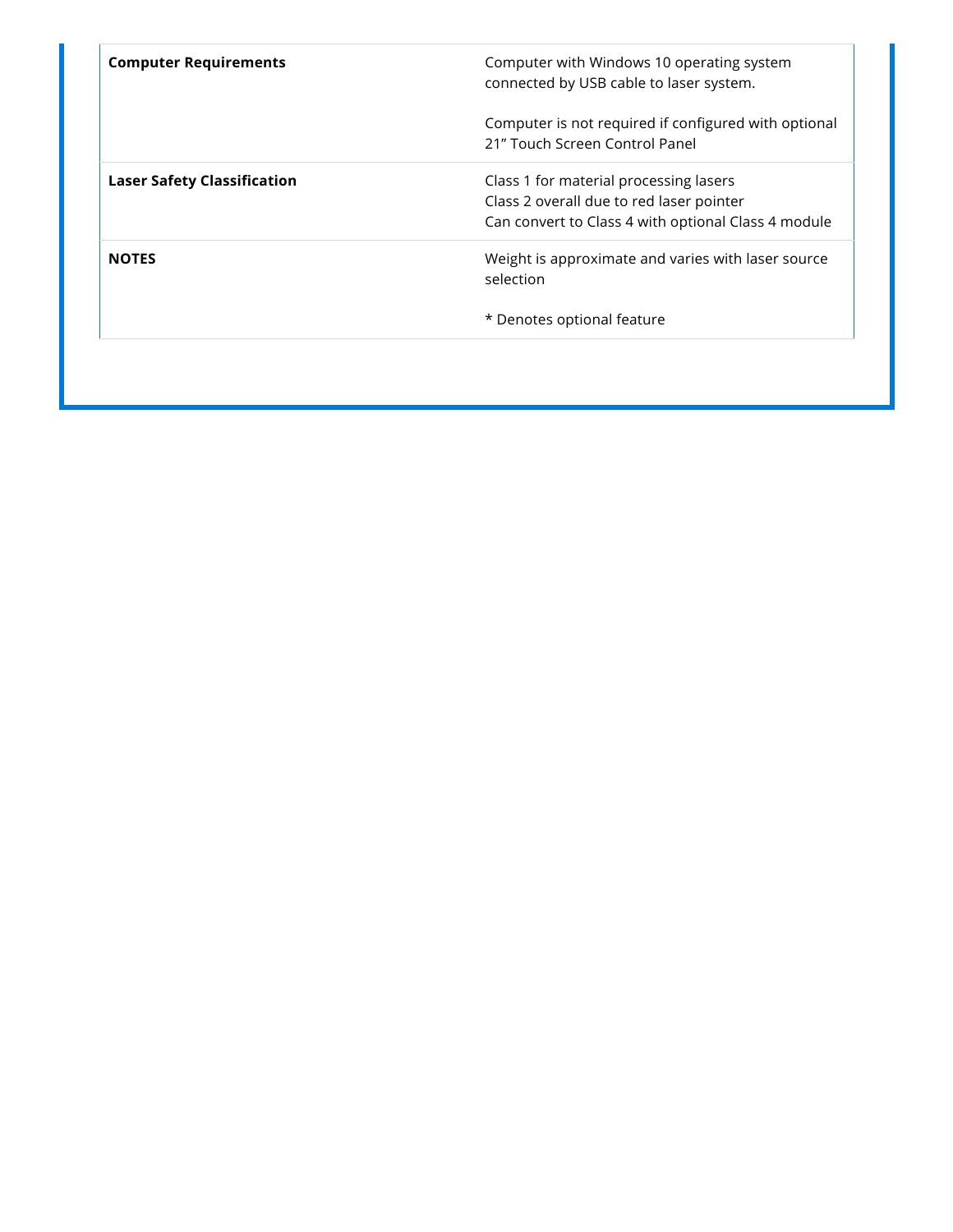| | |
|---|---|
| **Computer Requirements** | Computer with Windows 10 operating system connected by USB cable to laser system.<br><br>Computer is not required if configured with optional 21” Touch Screen Control Panel |
| **Laser Safety Classification** | Class 1 for material processing lasers<br>Class 2 overall due to red laser pointer<br>Can convert to Class 4 with optional Class 4 module |
| **NOTES** | Weight is approximate and varies with laser source selection<br><br>* Denotes optional feature |